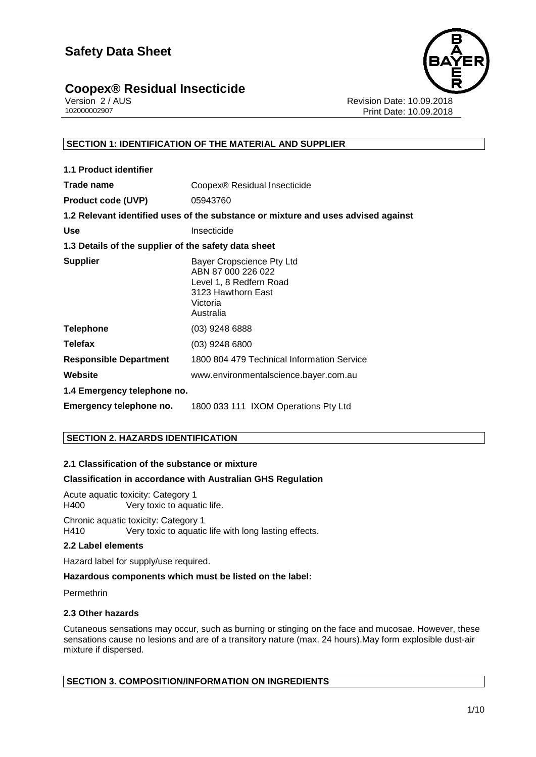# Safety Data Sheet

## Coopex® Residual Insecticide

Version 2 / AUS
102000002907

Revision Date: 10.09.2018
Print Date: 10.09.2018

### SECTION 1: IDENTIFICATION OF THE MATERIAL AND SUPPLIER

**1.1 Product identifier**

| | |
|---|---|
| **Trade name** | Coopex® Residual Insecticide |
| **Product code (UVP)** | 05943760 |

**1.2 Relevant identified uses of the substance or mixture and uses advised against**

| | |
|---|---|
| **Use** | Insecticide |

**1.3 Details of the supplier of the safety data sheet**

| | |
|---|---|
| **Supplier** | Bayer Cropscience Pty Ltd<br>ABN 87 000 226 022<br>Level 1, 8 Redfern Road<br>3123 Hawthorn East<br>Victoria<br>Australia |
| **Telephone** | (03) 9248 6888 |
| **Telefax** | (03) 9248 6800 |
| **Responsible Department** | 1800 804 479 Technical Information Service |
| **Website** | www.environmentalscience.bayer.com.au |

**1.4 Emergency telephone no.**

| | |
|---|---|
| **Emergency telephone no.** | 1800 033 111 IXOM Operations Pty Ltd |

### SECTION 2. HAZARDS IDENTIFICATION

**2.1 Classification of the substance or mixture**

**Classification in accordance with Australian GHS Regulation**

Acute aquatic toxicity: Category 1
H400 Very toxic to aquatic life.

Chronic aquatic toxicity: Category 1
H410 Very toxic to aquatic life with long lasting effects.

**2.2 Label elements**

Hazard label for supply/use required.

**Hazardous components which must be listed on the label:**

Permethrin

**2.3 Other hazards**

Cutaneous sensations may occur, such as burning or stinging on the face and mucosae. However, these sensations cause no lesions and are of a transitory nature (max. 24 hours).May form explosible dust-air mixture if dispersed.

### SECTION 3. COMPOSITION/INFORMATION ON INGREDIENTS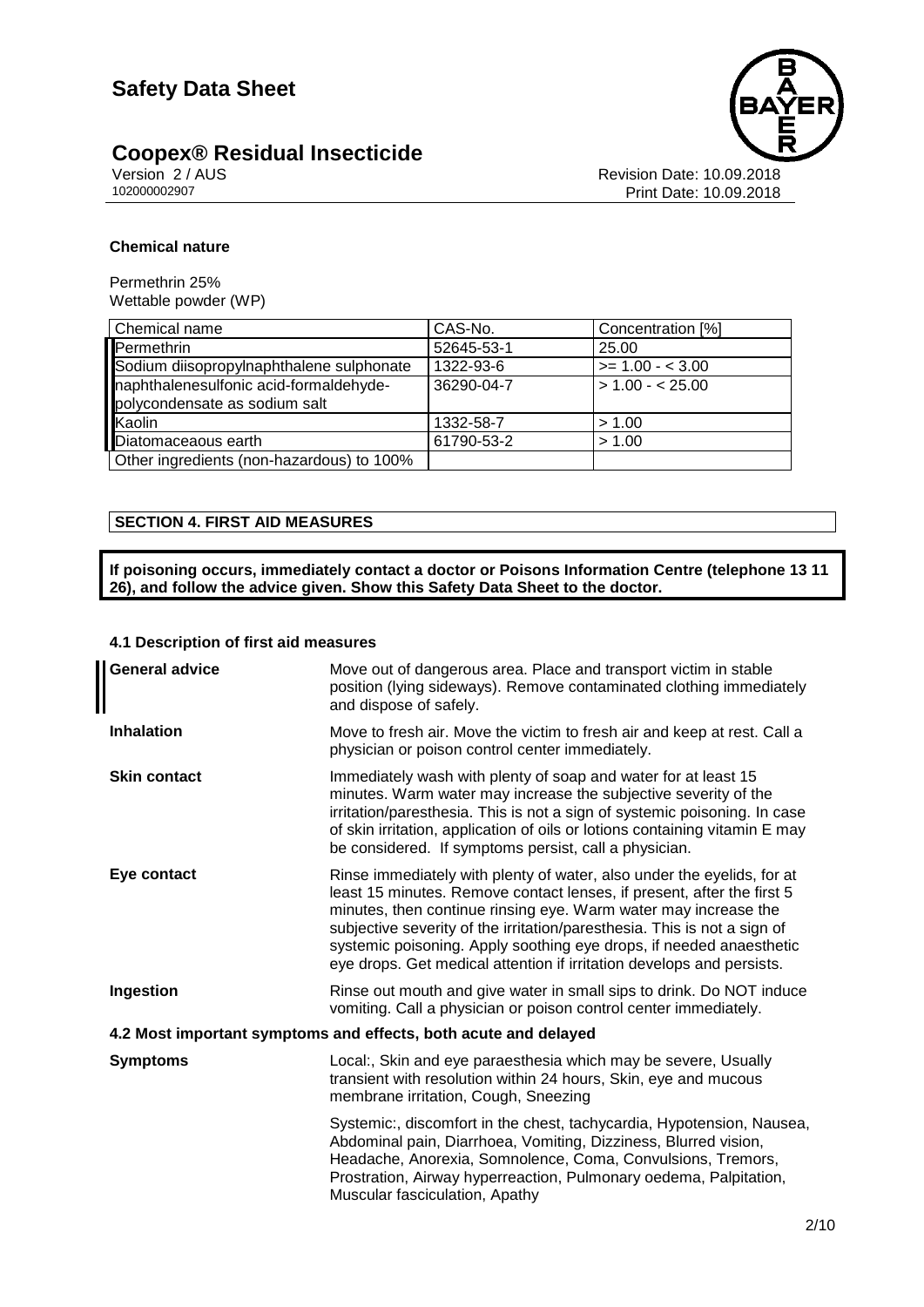**Chemical nature**

Permethrin 25%
Wettable powder (WP)

| Chemical name | CAS-No. | Concentration [%] |
|---|---|---|
| Permethrin | 52645-53-1 | 25.00 |
| Sodium diisopropylnaphthalene sulphonate | 1322-93-6 | >= 1.00 - < 3.00 |
| naphthalenesulfonic acid-formaldehyde-polycondensate as sodium salt | 36290-04-7 | > 1.00 - < 25.00 |
| Kaolin | 1332-58-7 | > 1.00 |
| Diatomaceaous earth | 61790-53-2 | > 1.00 |
| Other ingredients (non-hazardous) to 100% | | |

## SECTION 4. FIRST AID MEASURES

**If poisoning occurs, immediately contact a doctor or Poisons Information Centre (telephone 13 11 26), and follow the advice given. Show this Safety Data Sheet to the doctor.**

### 4.1 Description of first aid measures

**General advice** Move out of dangerous area. Place and transport victim in stable position (lying sideways). Remove contaminated clothing immediately and dispose of safely.

**Inhalation** Move to fresh air. Move the victim to fresh air and keep at rest. Call a physician or poison control center immediately.

**Skin contact** Immediately wash with plenty of soap and water for at least 15 minutes. Warm water may increase the subjective severity of the irritation/paresthesia. This is not a sign of systemic poisoning. In case of skin irritation, application of oils or lotions containing vitamin E may be considered. If symptoms persist, call a physician.

**Eye contact** Rinse immediately with plenty of water, also under the eyelids, for at least 15 minutes. Remove contact lenses, if present, after the first 5 minutes, then continue rinsing eye. Warm water may increase the subjective severity of the irritation/paresthesia. This is not a sign of systemic poisoning. Apply soothing eye drops, if needed anaesthetic eye drops. Get medical attention if irritation develops and persists.

**Ingestion** Rinse out mouth and give water in small sips to drink. Do NOT induce vomiting. Call a physician or poison control center immediately.

### 4.2 Most important symptoms and effects, both acute and delayed

**Symptoms** Local:, Skin and eye paraesthesia which may be severe, Usually transient with resolution within 24 hours, Skin, eye and mucous membrane irritation, Cough, Sneezing

Systemic:, discomfort in the chest, tachycardia, Hypotension, Nausea, Abdominal pain, Diarrhoea, Vomiting, Dizziness, Blurred vision, Headache, Anorexia, Somnolence, Coma, Convulsions, Tremors, Prostration, Airway hyperreaction, Pulmonary oedema, Palpitation, Muscular fasciculation, Apathy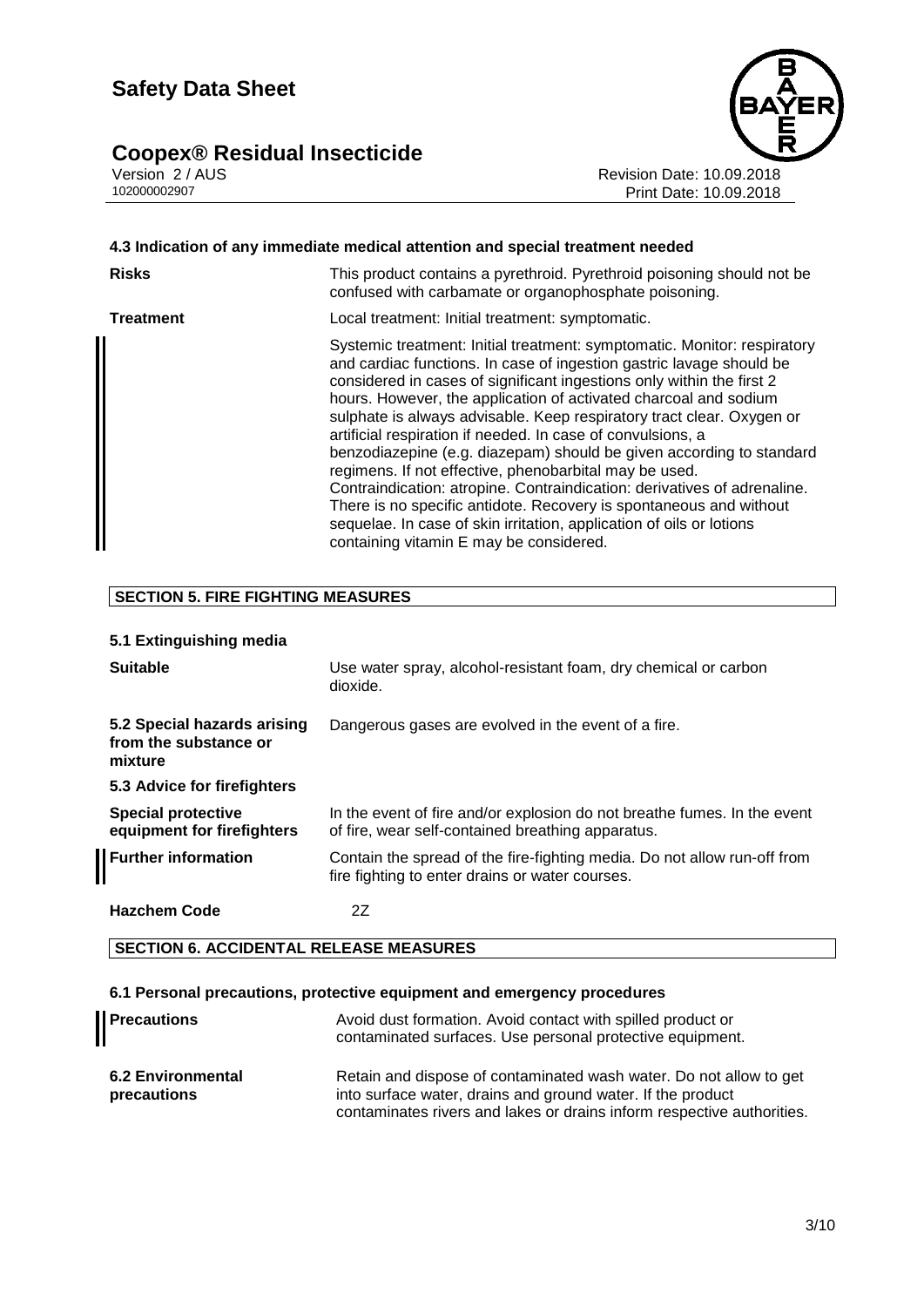### 4.3 Indication of any immediate medical attention and special treatment needed

| | |
|---|---|
| **Risks** | This product contains a pyrethroid. Pyrethroid poisoning should not be confused with carbamate or organophosphate poisoning. |
| **Treatment** | Local treatment: Initial treatment: symptomatic. |
| | Systemic treatment: Initial treatment: symptomatic. Monitor: respiratory and cardiac functions. In case of ingestion gastric lavage should be considered in cases of significant ingestions only within the first 2 hours. However, the application of activated charcoal and sodium sulphate is always advisable. Keep respiratory tract clear. Oxygen or artificial respiration if needed. In case of convulsions, a benzodiazepine (e.g. diazepam) should be given according to standard regimens. If not effective, phenobarbital may be used. Contraindication: atropine. Contraindication: derivatives of adrenaline. There is no specific antidote. Recovery is spontaneous and without sequelae. In case of skin irritation, application of oils or lotions containing vitamin E may be considered. |

## SECTION 5. FIRE FIGHTING MEASURES

### 5.1 Extinguishing media

| | |
|---|---|
| **Suitable** | Use water spray, alcohol-resistant foam, dry chemical or carbon dioxide. |
| **5.2 Special hazards arising from the substance or mixture** | Dangerous gases are evolved in the event of a fire. |

### 5.3 Advice for firefighters

| | |
|---|---|
| **Special protective equipment for firefighters** | In the event of fire and/or explosion do not breathe fumes. In the event of fire, wear self-contained breathing apparatus. |
| **Further information** | Contain the spread of the fire-fighting media. Do not allow run-off from fire fighting to enter drains or water courses. |
| **Hazchem Code** | 2Z |

## SECTION 6. ACCIDENTAL RELEASE MEASURES

### 6.1 Personal precautions, protective equipment and emergency procedures

| | |
|---|---|
| **Precautions** | Avoid dust formation. Avoid contact with spilled product or contaminated surfaces. Use personal protective equipment. |
| **6.2 Environmental precautions** | Retain and dispose of contaminated wash water. Do not allow to get into surface water, drains and ground water. If the product contaminates rivers and lakes or drains inform respective authorities. |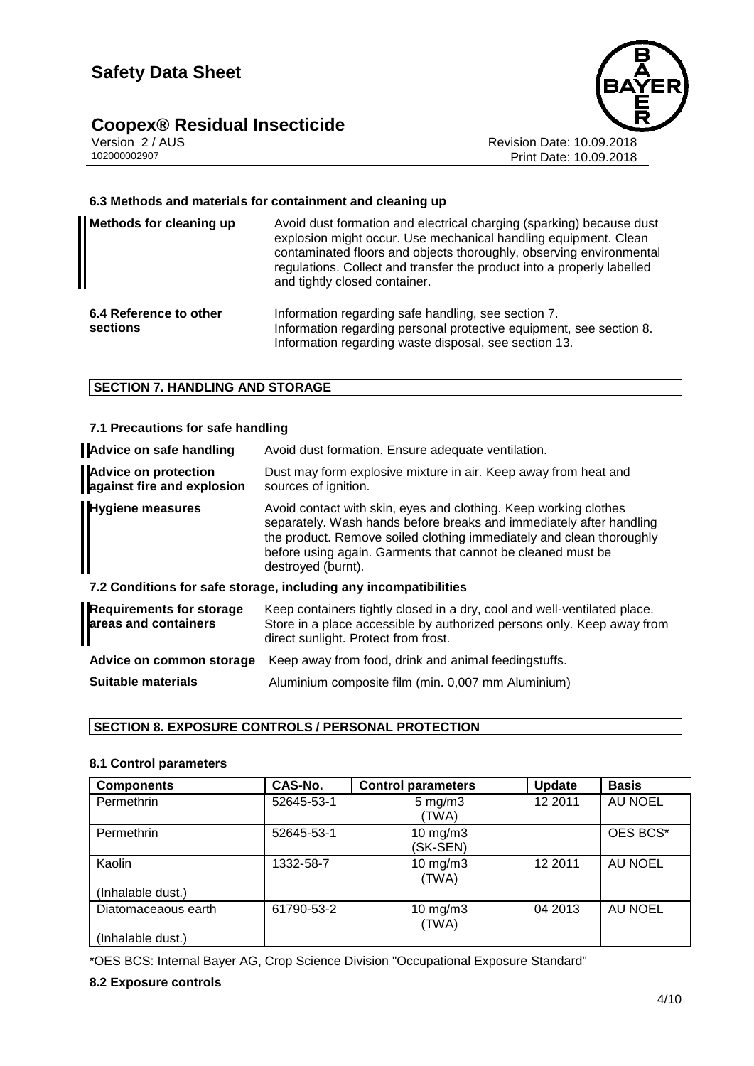### 6.3 Methods and materials for containment and cleaning up

| | |
|---|---|
| **Methods for cleaning up** | Avoid dust formation and electrical charging (sparking) because dust explosion might occur. Use mechanical handling equipment. Clean contaminated floors and objects thoroughly, observing environmental regulations. Collect and transfer the product into a properly labelled and tightly closed container. |
| **6.4 Reference to other sections** | Information regarding safe handling, see section 7. Information regarding personal protective equipment, see section 8. Information regarding waste disposal, see section 13. |

## SECTION 7. HANDLING AND STORAGE

### 7.1 Precautions for safe handling

| | |
|---|---|
| **Advice on safe handling** | Avoid dust formation. Ensure adequate ventilation. |
| **Advice on protection against fire and explosion** | Dust may form explosive mixture in air. Keep away from heat and sources of ignition. |
| **Hygiene measures** | Avoid contact with skin, eyes and clothing. Keep working clothes separately. Wash hands before breaks and immediately after handling the product. Remove soiled clothing immediately and clean thoroughly before using again. Garments that cannot be cleaned must be destroyed (burnt). |

### 7.2 Conditions for safe storage, including any incompatibilities

| | |
|---|---|
| **Requirements for storage areas and containers** | Keep containers tightly closed in a dry, cool and well-ventilated place. Store in a place accessible by authorized persons only. Keep away from direct sunlight. Protect from frost. |
| **Advice on common storage** | Keep away from food, drink and animal feedingstuffs. |
| **Suitable materials** | Aluminium composite film (min. 0,007 mm Aluminium) |

## SECTION 8. EXPOSURE CONTROLS / PERSONAL PROTECTION

### 8.1 Control parameters

| Components | CAS-No. | Control parameters | Update | Basis |
|---|---|---|---|---|
| Permethrin | 52645-53-1 | 5 mg/m3 (TWA) | 12 2011 | AU NOEL |
| Permethrin | 52645-53-1 | 10 mg/m3 (SK-SEN) | | OES BCS* |
| Kaolin (Inhalable dust.) | 1332-58-7 | 10 mg/m3 (TWA) | 12 2011 | AU NOEL |
| Diatomaceaous earth (Inhalable dust.) | 61790-53-2 | 10 mg/m3 (TWA) | 04 2013 | AU NOEL |

*OES BCS: Internal Bayer AG, Crop Science Division "Occupational Exposure Standard"

### 8.2 Exposure controls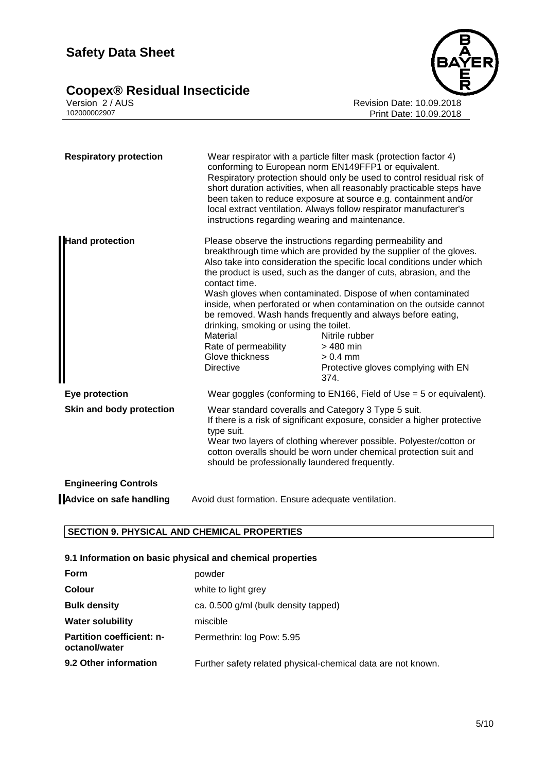| | |
|---|---|
| **Respiratory protection** | Wear respirator with a particle filter mask (protection factor 4) conforming to European norm EN149FFP1 or equivalent. Respiratory protection should only be used to control residual risk of short duration activities, when all reasonably practicable steps have been taken to reduce exposure at source e.g. containment and/or local extract ventilation. Always follow respirator manufacturer's instructions regarding wearing and maintenance. |
| **Hand protection** | Please observe the instructions regarding permeability and breakthrough time which are provided by the supplier of the gloves. Also take into consideration the specific local conditions under which the product is used, such as the danger of cuts, abrasion, and the contact time. Wash gloves when contaminated. Dispose of when contaminated inside, when perforated or when contamination on the outside cannot be removed. Wash hands frequently and always before eating, drinking, smoking or using the toilet. |

| | |
|---|---|
| Material | Nitrile rubber |
| Rate of permeability | > 480 min |
| Glove thickness | > 0.4 mm |
| Directive | Protective gloves complying with EN 374. |

| | |
|---|---|
| **Eye protection** | Wear goggles (conforming to EN166, Field of Use = 5 or equivalent). |
| **Skin and body protection** | Wear standard coveralls and Category 3 Type 5 suit. If there is a risk of significant exposure, consider a higher protective type suit. Wear two layers of clothing wherever possible. Polyester/cotton or cotton overalls should be worn under chemical protection suit and should be professionally laundered frequently. |

**Engineering Controls**

**Advice on safe handling** Avoid dust formation. Ensure adequate ventilation.

## SECTION 9. PHYSICAL AND CHEMICAL PROPERTIES

### 9.1 Information on basic physical and chemical properties

| | |
|---|---|
| **Form** | powder |
| **Colour** | white to light grey |
| **Bulk density** | ca. 0.500 g/ml (bulk density tapped) |
| **Water solubility** | miscible |
| **Partition coefficient: n-octanol/water** | Permethrin: log Pow: 5.95 |

**9.2 Other information** Further safety related physical-chemical data are not known.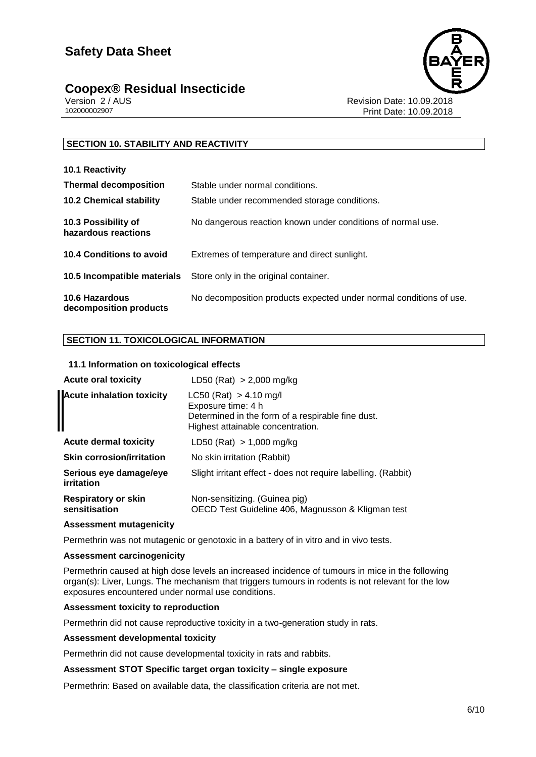## SECTION 10. STABILITY AND REACTIVITY

| | |
|---|---|
| **10.1 Reactivity** | |
| **Thermal decomposition** | Stable under normal conditions. |
| **10.2 Chemical stability** | Stable under recommended storage conditions. |
| **10.3 Possibility of hazardous reactions** | No dangerous reaction known under conditions of normal use. |
| **10.4 Conditions to avoid** | Extremes of temperature and direct sunlight. |
| **10.5 Incompatible materials** | Store only in the original container. |
| **10.6 Hazardous decomposition products** | No decomposition products expected under normal conditions of use. |

## SECTION 11. TOXICOLOGICAL INFORMATION

### 11.1 Information on toxicological effects

| | |
|---|---|
| **Acute oral toxicity** | LD50 (Rat) > 2,000 mg/kg |
| **Acute inhalation toxicity** | LC50 (Rat) > 4.10 mg/l<br>Exposure time: 4 h<br>Determined in the form of a respirable fine dust.<br>Highest attainable concentration. |
| **Acute dermal toxicity** | LD50 (Rat) > 1,000 mg/kg |
| **Skin corrosion/irritation** | No skin irritation (Rabbit) |
| **Serious eye damage/eye irritation** | Slight irritant effect - does not require labelling. (Rabbit) |
| **Respiratory or skin sensitisation** | Non-sensitizing. (Guinea pig)<br>OECD Test Guideline 406, Magnusson & Kligman test |

**Assessment mutagenicity**

Permethrin was not mutagenic or genotoxic in a battery of in vitro and in vivo tests.

**Assessment carcinogenicity**

Permethrin caused at high dose levels an increased incidence of tumours in mice in the following organ(s): Liver, Lungs. The mechanism that triggers tumours in rodents is not relevant for the low exposures encountered under normal use conditions.

**Assessment toxicity to reproduction**

Permethrin did not cause reproductive toxicity in a two-generation study in rats.

**Assessment developmental toxicity**

Permethrin did not cause developmental toxicity in rats and rabbits.

**Assessment STOT Specific target organ toxicity – single exposure**

Permethrin: Based on available data, the classification criteria are not met.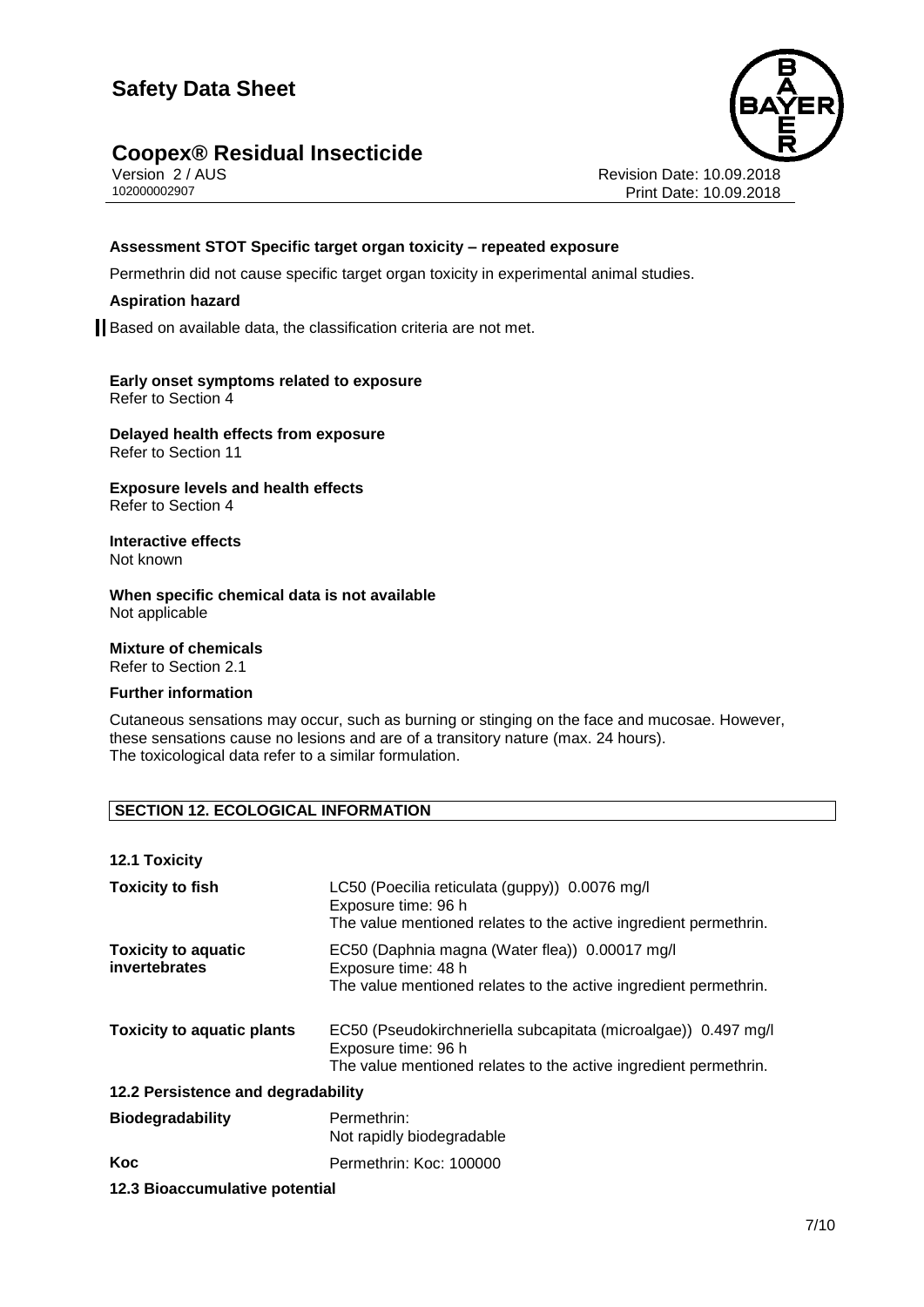**Assessment STOT Specific target organ toxicity – repeated exposure**

Permethrin did not cause specific target organ toxicity in experimental animal studies.

**Aspiration hazard**

Based on available data, the classification criteria are not met.

**Early onset symptoms related to exposure**
Refer to Section 4

**Delayed health effects from exposure**
Refer to Section 11

**Exposure levels and health effects**
Refer to Section 4

**Interactive effects**
Not known

**When specific chemical data is not available**
Not applicable

**Mixture of chemicals**
Refer to Section 2.1

**Further information**

Cutaneous sensations may occur, such as burning or stinging on the face and mucosae. However, these sensations cause no lesions and are of a transitory nature (max. 24 hours).
The toxicological data refer to a similar formulation.

## SECTION 12. ECOLOGICAL INFORMATION

**12.1 Toxicity**

| | |
|---|---|
| **Toxicity to fish** | LC50 (Poecilia reticulata (guppy)) 0.0076 mg/l<br>Exposure time: 96 h<br>The value mentioned relates to the active ingredient permethrin. |
| **Toxicity to aquatic invertebrates** | EC50 (Daphnia magna (Water flea)) 0.00017 mg/l<br>Exposure time: 48 h<br>The value mentioned relates to the active ingredient permethrin. |
| **Toxicity to aquatic plants** | EC50 (Pseudokirchneriella subcapitata (microalgae)) 0.497 mg/l<br>Exposure time: 96 h<br>The value mentioned relates to the active ingredient permethrin. |

**12.2 Persistence and degradability**

| | |
|---|---|
| **Biodegradability** | Permethrin:<br>Not rapidly biodegradable |
| **Koc** | Permethrin: Koc: 100000 |

**12.3 Bioaccumulative potential**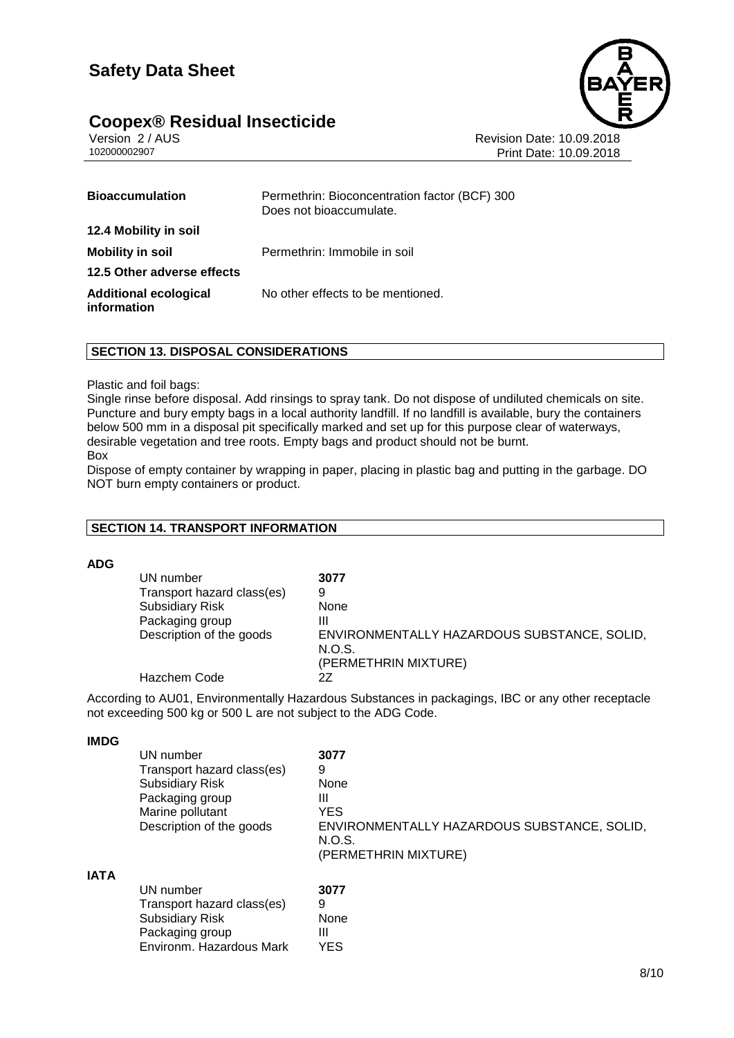| | |
|---|---|
| **Bioaccumulation** | Permethrin: Bioconcentration factor (BCF) 300<br>Does not bioaccumulate. |
| **12.4 Mobility in soil** | |
| **Mobility in soil** | Permethrin: Immobile in soil |
| **12.5 Other adverse effects** | |
| **Additional ecological information** | No other effects to be mentioned. |

## SECTION 13. DISPOSAL CONSIDERATIONS

Plastic and foil bags:
Single rinse before disposal. Add rinsings to spray tank. Do not dispose of undiluted chemicals on site. Puncture and bury empty bags in a local authority landfill. If no landfill is available, bury the containers below 500 mm in a disposal pit specifically marked and set up for this purpose clear of waterways, desirable vegetation and tree roots. Empty bags and product should not be burnt.
Box
Dispose of empty container by wrapping in paper, placing in plastic bag and putting in the garbage. DO NOT burn empty containers or product.

## SECTION 14. TRANSPORT INFORMATION

**ADG**

| | |
|---|---|
| UN number | **3077** |
| Transport hazard class(es) | 9 |
| Subsidiary Risk | None |
| Packaging group | III |
| Description of the goods | ENVIRONMENTALLY HAZARDOUS SUBSTANCE, SOLID, N.O.S.<br>(PERMETHRIN MIXTURE) |
| Hazchem Code | 2Z |

According to AU01, Environmentally Hazardous Substances in packagings, IBC or any other receptacle not exceeding 500 kg or 500 L are not subject to the ADG Code.

**IMDG**

| | |
|---|---|
| UN number | **3077** |
| Transport hazard class(es) | 9 |
| Subsidiary Risk | None |
| Packaging group | III |
| Marine pollutant | YES |
| Description of the goods | ENVIRONMENTALLY HAZARDOUS SUBSTANCE, SOLID, N.O.S.<br>(PERMETHRIN MIXTURE) |

**IATA**

| | |
|---|---|
| UN number | **3077** |
| Transport hazard class(es) | 9 |
| Subsidiary Risk | None |
| Packaging group | III |
| Environm. Hazardous Mark | YES |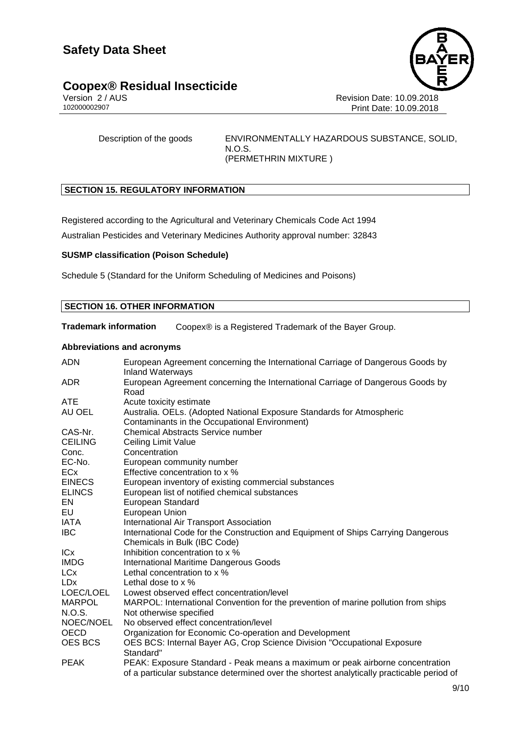| Description of the goods | ENVIRONMENTALLY HAZARDOUS SUBSTANCE, SOLID, N.O.S. (PERMETHRIN MIXTURE ) |
|---|---|

## SECTION 15. REGULATORY INFORMATION

Registered according to the Agricultural and Veterinary Chemicals Code Act 1994

Australian Pesticides and Veterinary Medicines Authority approval number: 32843

**SUSMP classification (Poison Schedule)**

Schedule 5 (Standard for the Uniform Scheduling of Medicines and Poisons)

## SECTION 16. OTHER INFORMATION

**Trademark information** Coopex® is a Registered Trademark of the Bayer Group.

**Abbreviations and acronyms**

| | |
|---|---|
| ADN | European Agreement concerning the International Carriage of Dangerous Goods by Inland Waterways |
| ADR | European Agreement concerning the International Carriage of Dangerous Goods by Road |
| ATE | Acute toxicity estimate |
| AU OEL | Australia. OELs. (Adopted National Exposure Standards for Atmospheric Contaminants in the Occupational Environment) |
| CAS-Nr. | Chemical Abstracts Service number |
| CEILING | Ceiling Limit Value |
| Conc. | Concentration |
| EC-No. | European community number |
| ECx | Effective concentration to x % |
| EINECS | European inventory of existing commercial substances |
| ELINCS | European list of notified chemical substances |
| EN | European Standard |
| EU | European Union |
| IATA | International Air Transport Association |
| IBC | International Code for the Construction and Equipment of Ships Carrying Dangerous Chemicals in Bulk (IBC Code) |
| ICx | Inhibition concentration to x % |
| IMDG | International Maritime Dangerous Goods |
| LCx | Lethal concentration to x % |
| LDx | Lethal dose to x % |
| LOEC/LOEL | Lowest observed effect concentration/level |
| MARPOL | MARPOL: International Convention for the prevention of marine pollution from ships |
| N.O.S. | Not otherwise specified |
| NOEC/NOEL | No observed effect concentration/level |
| OECD | Organization for Economic Co-operation and Development |
| OES BCS | OES BCS: Internal Bayer AG, Crop Science Division "Occupational Exposure Standard" |
| PEAK | PEAK: Exposure Standard - Peak means a maximum or peak airborne concentration of a particular substance determined over the shortest analytically practicable period of |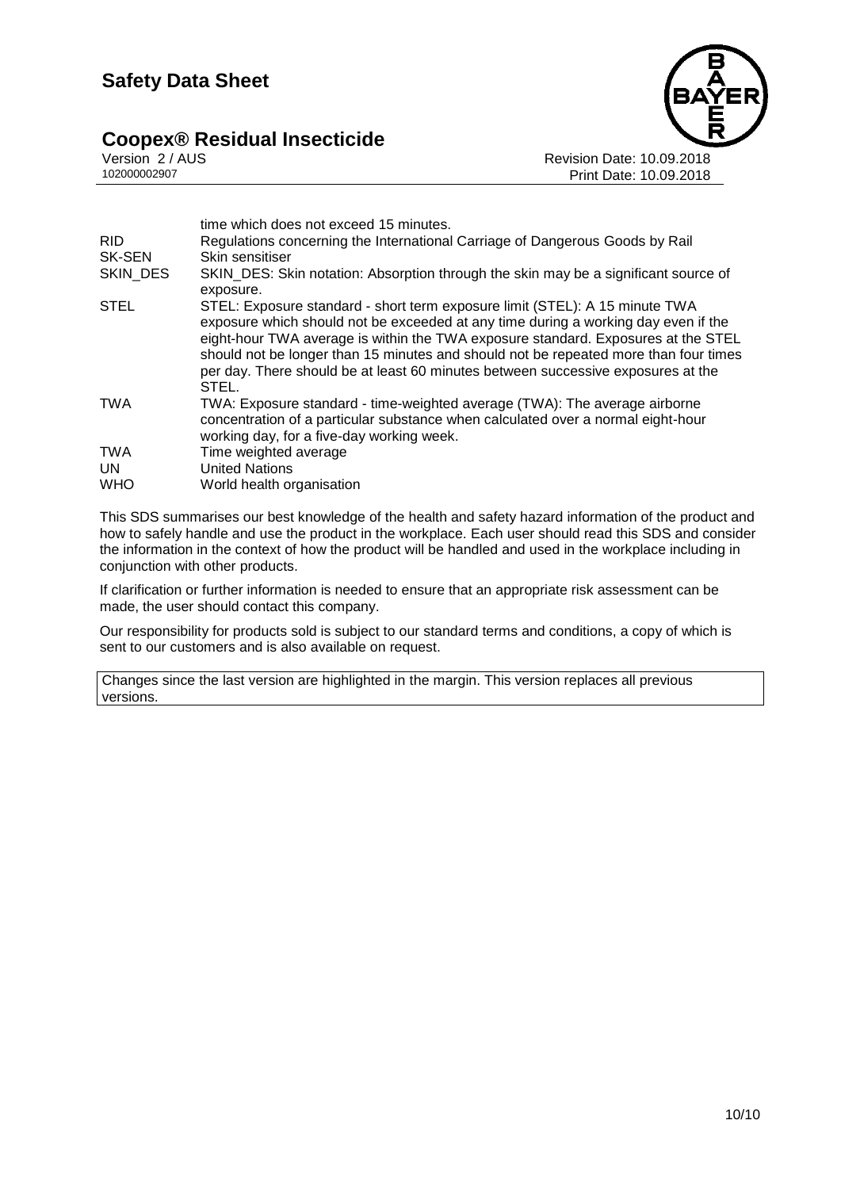| | |
|---|---|
| | time which does not exceed 15 minutes. |
| RID | Regulations concerning the International Carriage of Dangerous Goods by Rail |
| SK-SEN | Skin sensitiser |
| SKIN_DES | SKIN_DES: Skin notation: Absorption through the skin may be a significant source of exposure. |
| STEL | STEL: Exposure standard - short term exposure limit (STEL): A 15 minute TWA exposure which should not be exceeded at any time during a working day even if the eight-hour TWA average is within the TWA exposure standard. Exposures at the STEL should not be longer than 15 minutes and should not be repeated more than four times per day. There should be at least 60 minutes between successive exposures at the STEL. |
| TWA | TWA: Exposure standard - time-weighted average (TWA): The average airborne concentration of a particular substance when calculated over a normal eight-hour working day, for a five-day working week. |
| TWA | Time weighted average |
| UN | United Nations |
| WHO | World health organisation |

This SDS summarises our best knowledge of the health and safety hazard information of the product and how to safely handle and use the product in the workplace. Each user should read this SDS and consider the information in the context of how the product will be handled and used in the workplace including in conjunction with other products.

If clarification or further information is needed to ensure that an appropriate risk assessment can be made, the user should contact this company.

Our responsibility for products sold is subject to our standard terms and conditions, a copy of which is sent to our customers and is also available on request.

Changes since the last version are highlighted in the margin. This version replaces all previous versions.